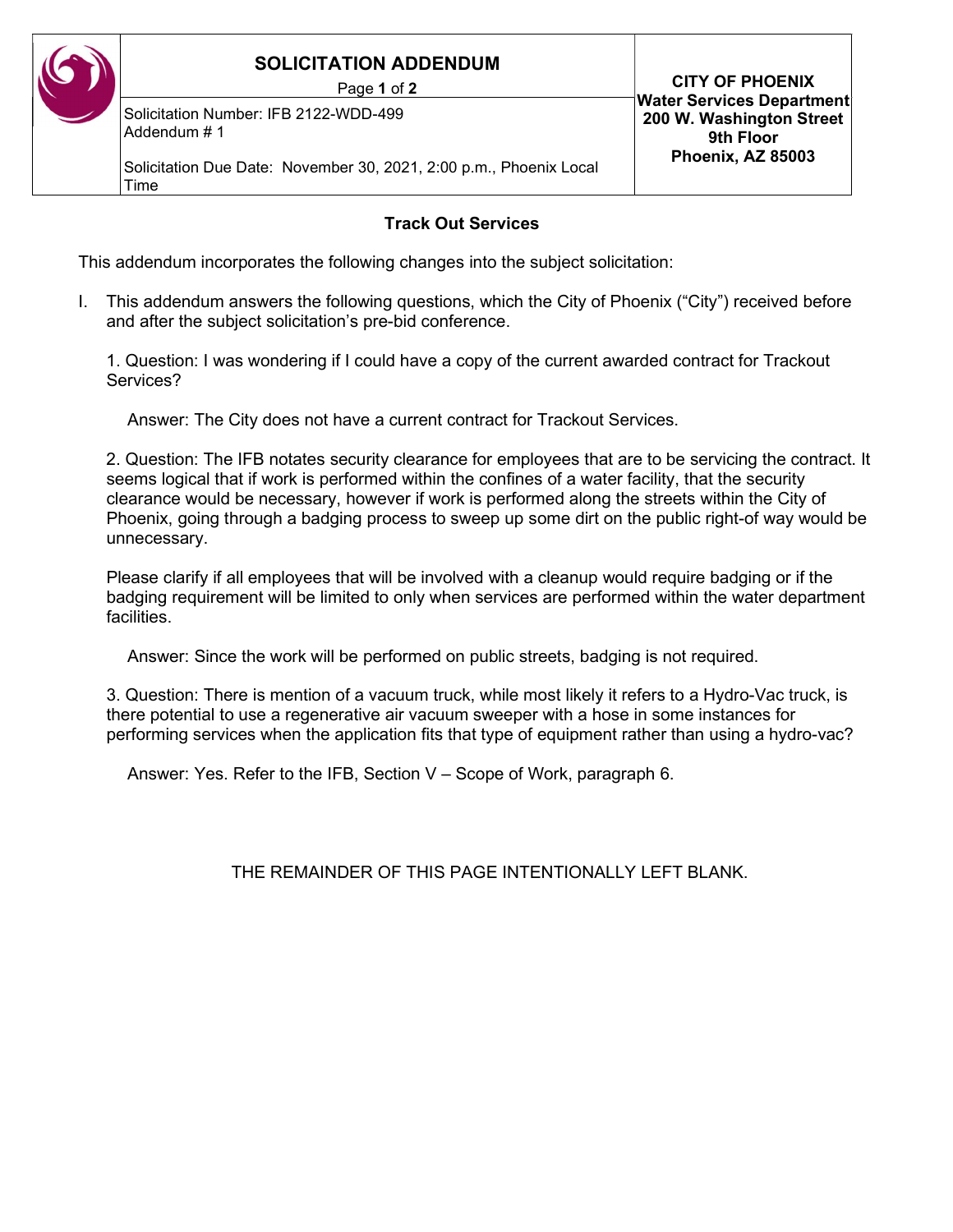| SOLICITATION ADDENDUM | CITY OF PHOENIX<br>Water Services Department<br>200 W. Washington Street<br>9th Floor<br>Phoenix, AZ 85003 |
|---|---|
| Solicitation Number: IFB 2122-WDD-499<br>Addendum # 1<br><br>Solicitation Due Date: November 30, 2021, 2:00 p.m., Phoenix Local Time | |

## Track Out Services

This addendum incorporates the following changes into the subject solicitation:

I. This addendum answers the following questions, which the City of Phoenix ("City") received before and after the subject solicitation's pre-bid conference.

1. Question: I was wondering if I could have a copy of the current awarded contract for Trackout Services?

   Answer: The City does not have a current contract for Trackout Services.

2. Question: The IFB notates security clearance for employees that are to be servicing the contract. It seems logical that if work is performed within the confines of a water facility, that the security clearance would be necessary, however if work is performed along the streets within the City of Phoenix, going through a badging process to sweep up some dirt on the public right-of way would be unnecessary.

   Please clarify if all employees that will be involved with a cleanup would require badging or if the badging requirement will be limited to only when services are performed within the water department facilities.

   Answer: Since the work will be performed on public streets, badging is not required.

3. Question: There is mention of a vacuum truck, while most likely it refers to a Hydro-Vac truck, is there potential to use a regenerative air vacuum sweeper with a hose in some instances for performing services when the application fits that type of equipment rather than using a hydro-vac?

   Answer: Yes. Refer to the IFB, Section V – Scope of Work, paragraph 6.

THE REMAINDER OF THIS PAGE INTENTIONALLY LEFT BLANK.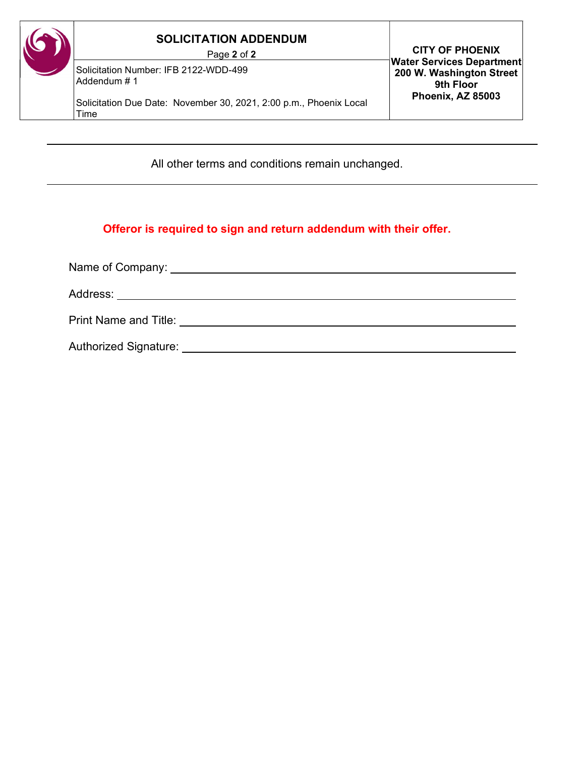| | SOLICITATION ADDENDUM | CITY OF PHOENIX |
|---|---|---|
| | Solicitation Number: IFB 2122-WDD-499<br>Addendum # 1<br><br>Solicitation Due Date: November 30, 2021, 2:00 p.m., Phoenix Local Time | **Water Services Department**<br>**200 W. Washington Street**<br>**9th Floor**<br>**Phoenix, AZ 85003** |

---

All other terms and conditions remain unchanged.

---

**Offeror is required to sign and return addendum with their offer.**

Name of Company: ______________________________________________

Address: ______________________________________________

Print Name and Title: ______________________________________________

Authorized Signature: ______________________________________________